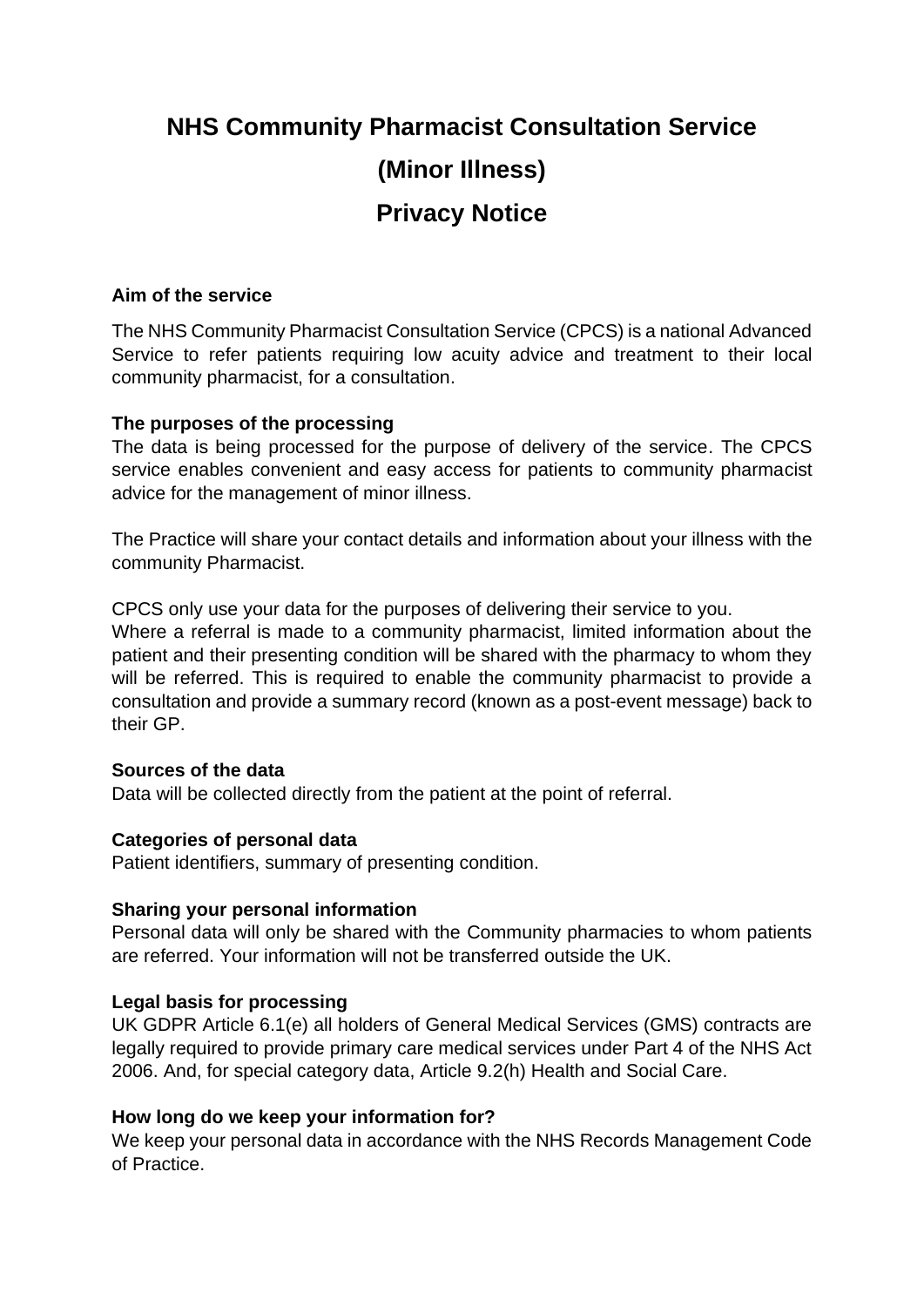# NHS Community Pharmacist Consultation Service

# (Minor Illness)

# Privacy Notice

### Aim of the service

The NHS Community Pharmacist Consultation Service (CPCS) is a national Advanced Service to refer patients requiring low acuity advice and treatment to their local community pharmacist, for a consultation.

### The purposes of the processing

The data is being processed for the purpose of delivery of the service. The CPCS service enables convenient and easy access for patients to community pharmacist advice for the management of minor illness.

The Practice will share your contact details and information about your illness with the community Pharmacist.

CPCS only use your data for the purposes of delivering their service to you.
Where a referral is made to a community pharmacist, limited information about the patient and their presenting condition will be shared with the pharmacy to whom they will be referred. This is required to enable the community pharmacist to provide a consultation and provide a summary record (known as a post-event message) back to their GP.

### Sources of the data

Data will be collected directly from the patient at the point of referral.

### Categories of personal data

Patient identifiers, summary of presenting condition.

### Sharing your personal information

Personal data will only be shared with the Community pharmacies to whom patients are referred. Your information will not be transferred outside the UK.

### Legal basis for processing

UK GDPR Article 6.1(e) all holders of General Medical Services (GMS) contracts are legally required to provide primary care medical services under Part 4 of the NHS Act 2006. And, for special category data, Article 9.2(h) Health and Social Care.

### How long do we keep your information for?

We keep your personal data in accordance with the NHS Records Management Code of Practice.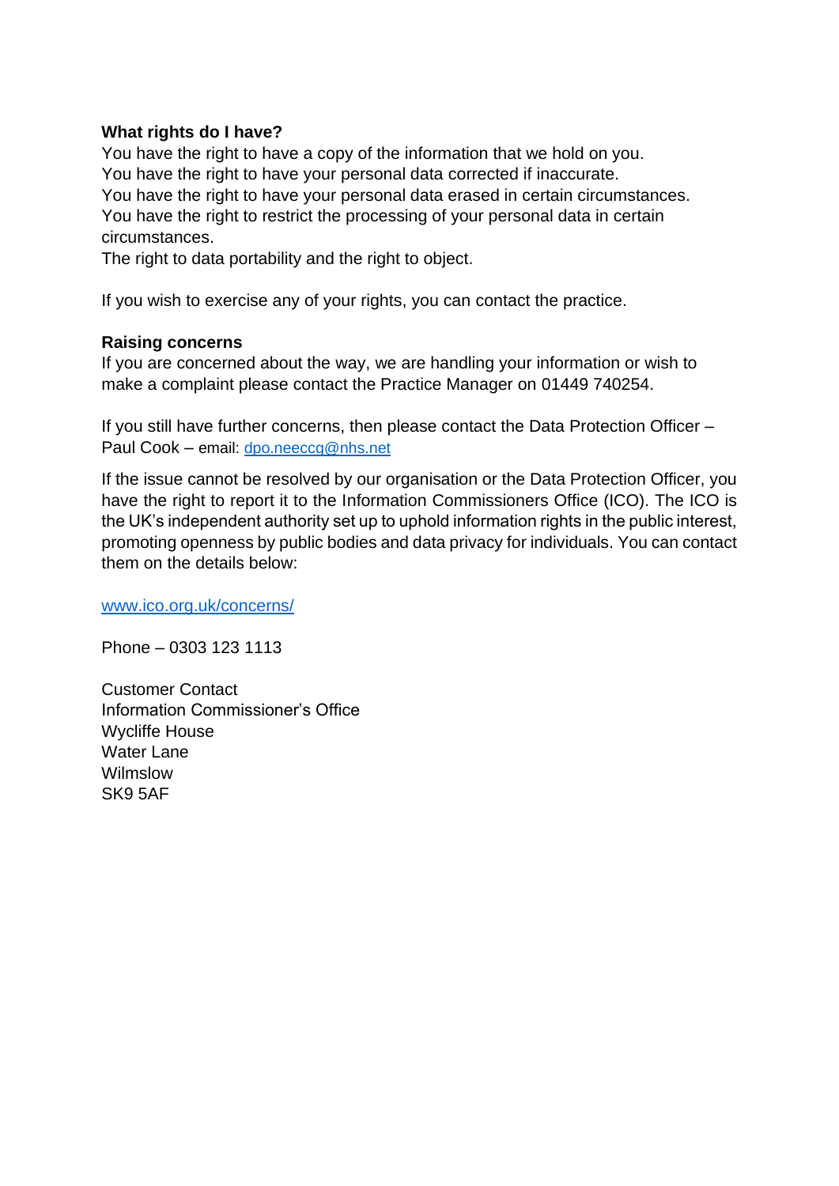**What rights do I have?**

You have the right to have a copy of the information that we hold on you.
You have the right to have your personal data corrected if inaccurate.
You have the right to have your personal data erased in certain circumstances.
You have the right to restrict the processing of your personal data in certain circumstances.
The right to data portability and the right to object.

If you wish to exercise any of your rights, you can contact the practice.

**Raising concerns**

If you are concerned about the way, we are handling your information or wish to make a complaint please contact the Practice Manager on 01449 740254.

If you still have further concerns, then please contact the Data Protection Officer – Paul Cook – email: dpo.neeccg@nhs.net

If the issue cannot be resolved by our organisation or the Data Protection Officer, you have the right to report it to the Information Commissioners Office (ICO). The ICO is the UK's independent authority set up to uphold information rights in the public interest, promoting openness by public bodies and data privacy for individuals. You can contact them on the details below:

www.ico.org.uk/concerns/

Phone – 0303 123 1113

Customer Contact
Information Commissioner's Office
Wycliffe House
Water Lane
Wilmslow
SK9 5AF